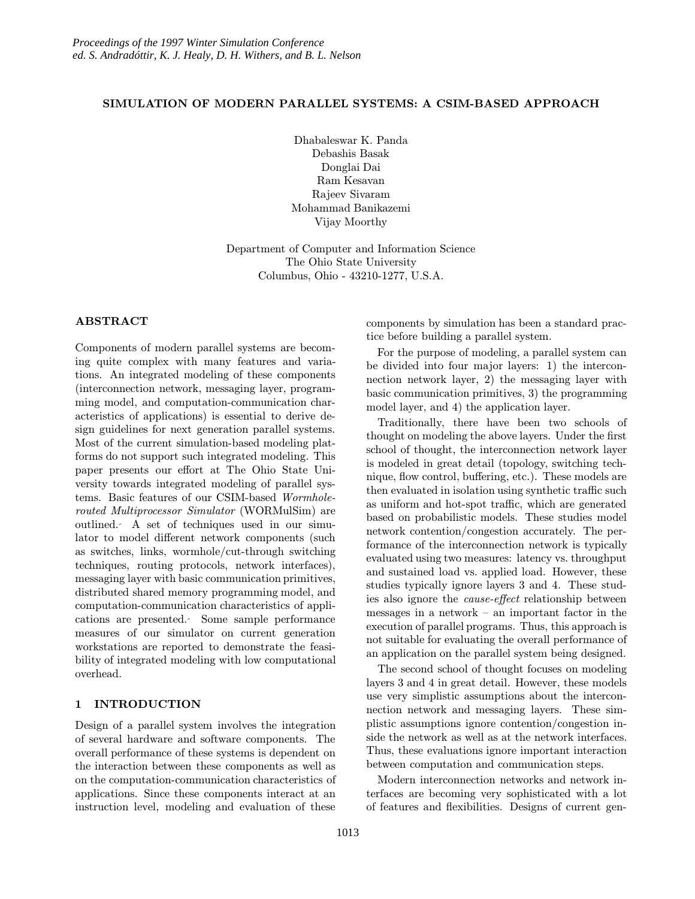# SIMULATION OF MODERN PARALLEL SYSTEMS: A CSIM-BASED APPROACH

Dhabaleswar K. Panda
Debashis Basak
Donglai Dai
Ram Kesavan
Rajeev Sivaram
Mohammad Banikazemi
Vijay Moorthy

Department of Computer and Information Science
The Ohio State University
Columbus, Ohio - 43210-1277, U.S.A.

## ABSTRACT

Components of modern parallel systems are becoming quite complex with many features and variations. An integrated modeling of these components (interconnection network, messaging layer, programming model, and computation-communication characteristics of applications) is essential to derive design guidelines for next generation parallel systems. Most of the current simulation-based modeling platforms do not support such integrated modeling. This paper presents our effort at The Ohio State University towards integrated modeling of parallel systems. Basic features of our CSIM-based *Wormhole-routed Multiprocessor Simulator* (WORMulSim) are outlined. A set of techniques used in our simulator to model different network components (such as switches, links, wormhole/cut-through switching techniques, routing protocols, network interfaces), messaging layer with basic communication primitives, distributed shared memory programming model, and computation-communication characteristics of applications are presented. Some sample performance measures of our simulator on current generation workstations are reported to demonstrate the feasibility of integrated modeling with low computational overhead.

## 1 INTRODUCTION

Design of a parallel system involves the integration of several hardware and software components. The overall performance of these systems is dependent on the interaction between these components as well as on the computation-communication characteristics of applications. Since these components interact at an instruction level, modeling and evaluation of these components by simulation has been a standard practice before building a parallel system.

For the purpose of modeling, a parallel system can be divided into four major layers: 1) the interconnection network layer, 2) the messaging layer with basic communication primitives, 3) the programming model layer, and 4) the application layer.

Traditionally, there have been two schools of thought on modeling the above layers. Under the first school of thought, the interconnection network layer is modeled in great detail (topology, switching technique, flow control, buffering, etc.). These models are then evaluated in isolation using synthetic traffic such as uniform and hot-spot traffic, which are generated based on probabilistic models. These studies model network contention/congestion accurately. The performance of the interconnection network is typically evaluated using two measures: latency vs. throughput and sustained load vs. applied load. However, these studies typically ignore layers 3 and 4. These studies also ignore the *cause-effect* relationship between messages in a network – an important factor in the execution of parallel programs. Thus, this approach is not suitable for evaluating the overall performance of an application on the parallel system being designed.

The second school of thought focuses on modeling layers 3 and 4 in great detail. However, these models use very simplistic assumptions about the interconnection network and messaging layers. These simplistic assumptions ignore contention/congestion inside the network as well as at the network interfaces. Thus, these evaluations ignore important interaction between computation and communication steps.

Modern interconnection networks and network interfaces are becoming very sophisticated with a lot of features and flexibilities. Designs of current gen-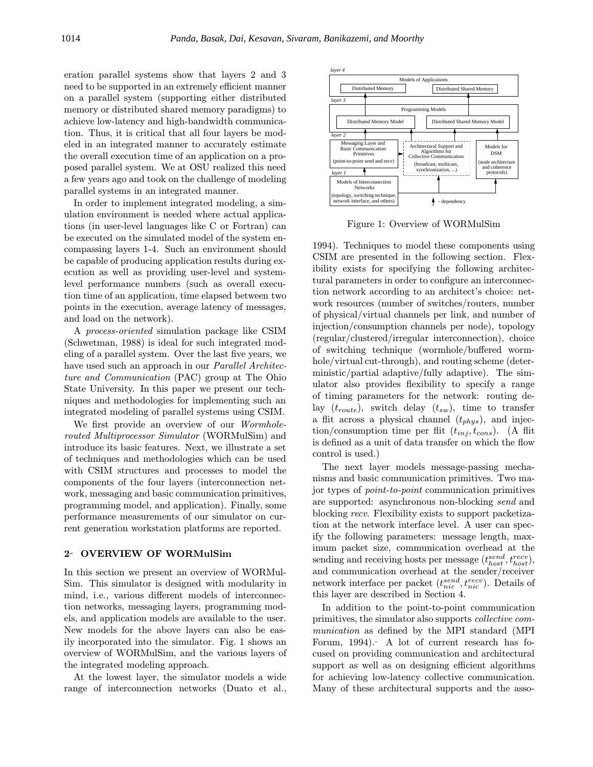eration parallel systems show that layers 2 and 3 need to be supported in an extremely efficient manner on a parallel system (supporting either distributed memory or distributed shared memory paradigms) to achieve low-latency and high-bandwidth communication. Thus, it is critical that all four layers be modeled in an integrated manner to accurately estimate the overall execution time of an application on a proposed parallel system. We at OSU realized this need a few years ago and took on the challenge of modeling parallel systems in an integrated manner.

In order to implement integrated modeling, a simulation environment is needed where actual applications (in user-level languages like C or Fortran) can be executed on the simulated model of the system encompassing layers 1-4. Such an environment should be capable of producing application results during execution as well as providing user-level and system-level performance numbers (such as overall execution time of an application, time elapsed between two points in the execution, average latency of messages, and load on the network).

A *process-oriented* simulation package like CSIM (Schwetman, 1988) is ideal for such integrated modeling of a parallel system. Over the last five years, we have used such an approach in our *Parallel Architecture and Communication* (PAC) group at The Ohio State University. In this paper we present our techniques and methodologies for implementing such an integrated modeling of parallel systems using CSIM.

We first provide an overview of our *Wormhole-routed Multiprocessor Simulator* (WORMulSim) and introduce its basic features. Next, we illustrate a set of techniques and methodologies which can be used with CSIM structures and processes to model the components of the four layers (interconnection network, messaging and basic communication primitives, programming model, and application). Finally, some performance measurements of our simulator on current generation workstation platforms are reported.

## 2 OVERVIEW OF WORMulSim

In this section we present an overview of WORMulSim. This simulator is designed with modularity in mind, i.e., various different models of interconnection networks, messaging layers, programming models, and application models are available to the user. New models for the above layers can also be easily incorporated into the simulator. Fig. 1 shows an overview of WORMulSim, and the various layers of the integrated modeling approach.

At the lowest layer, the simulator models a wide range of interconnection networks (Duato et al., 1994). Techniques to model these components using CSIM are presented in the following section. Flexibility exists for specifying the following architectural parameters in order to configure an interconnection network according to an architect's choice: network resources (number of switches/routers, number of physical/virtual channels per link, and number of injection/consumption channels per node), topology (regular/clustered/irregular interconnection), choice of switching technique (wormhole/buffered wormhole/virtual cut-through), and routing scheme (deterministic/partial adaptive/fully adaptive). The simulator also provides flexibility to specify a range of timing parameters for the network: routing delay ($t_{route}$), switch delay ($t_{sw}$), time to transfer a flit across a physical channel ($t_{phys}$), and injection/consumption time per flit ($t_{inj}, t_{cons}$). (A flit is defined as a unit of data transfer on which the flow control is used.)

Figure 1: Overview of WORMulSim

The next layer models message-passing mechanisms and basic communication primitives. Two major types of *point-to-point* communication primitives are supported: asynchronous non-blocking *send* and blocking *recv*. Flexibility exists to support packetization at the network interface level. A user can specify the following parameters: message length, maximum packet size, communication overhead at the sending and receiving hosts per message ($t_{host}^{send}, t_{host}^{recv}$), and communication overhead at the sender/receiver network interface per packet ($t_{nic}^{send}, t_{nic}^{recv}$). Details of this layer are described in Section 4.

In addition to the point-to-point communication primitives, the simulator also supports *collective communication* as defined by the MPI standard (MPI Forum, 1994). A lot of current research has focused on providing communication and architectural support as well as on designing efficient algorithms for achieving low-latency collective communication. Many of these architectural supports and the asso-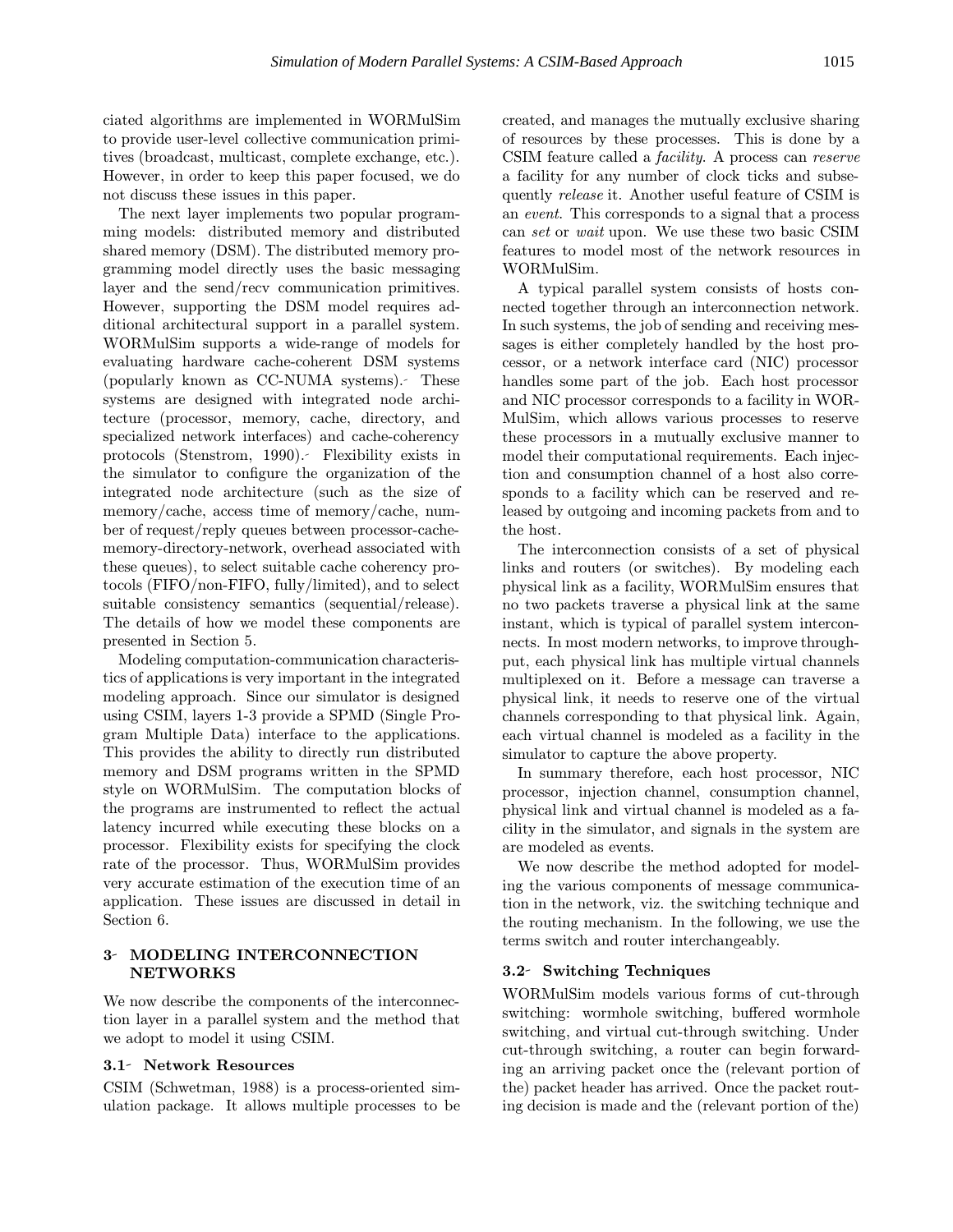ciated algorithms are implemented in WORMulSim to provide user-level collective communication primitives (broadcast, multicast, complete exchange, etc.). However, in order to keep this paper focused, we do not discuss these issues in this paper.

The next layer implements two popular programming models: distributed memory and distributed shared memory (DSM). The distributed memory programming model directly uses the basic messaging layer and the send/recv communication primitives. However, supporting the DSM model requires additional architectural support in a parallel system. WORMulSim supports a wide-range of models for evaluating hardware cache-coherent DSM systems (popularly known as CC-NUMA systems). These systems are designed with integrated node architecture (processor, memory, cache, directory, and specialized network interfaces) and cache-coherency protocols (Stenstrom, 1990). Flexibility exists in the simulator to configure the organization of the integrated node architecture (such as the size of memory/cache, access time of memory/cache, number of request/reply queues between processor-cache-memory-directory-network, overhead associated with these queues), to select suitable cache coherency protocols (FIFO/non-FIFO, fully/limited), and to select suitable consistency semantics (sequential/release). The details of how we model these components are presented in Section 5.

Modeling computation-communication characteristics of applications is very important in the integrated modeling approach. Since our simulator is designed using CSIM, layers 1-3 provide a SPMD (Single Program Multiple Data) interface to the applications. This provides the ability to directly run distributed memory and DSM programs written in the SPMD style on WORMulSim. The computation blocks of the programs are instrumented to reflect the actual latency incurred while executing these blocks on a processor. Flexibility exists for specifying the clock rate of the processor. Thus, WORMulSim provides very accurate estimation of the execution time of an application. These issues are discussed in detail in Section 6.

## 3 MODELING INTERCONNECTION NETWORKS

We now describe the components of the interconnection layer in a parallel system and the method that we adopt to model it using CSIM.

### 3.1 Network Resources

CSIM (Schwetman, 1988) is a process-oriented simulation package. It allows multiple processes to be created, and manages the mutually exclusive sharing of resources by these processes. This is done by a CSIM feature called a *facility*. A process can *reserve* a facility for any number of clock ticks and subsequently *release* it. Another useful feature of CSIM is an *event*. This corresponds to a signal that a process can *set* or *wait* upon. We use these two basic CSIM features to model most of the network resources in WORMulSim.

A typical parallel system consists of hosts connected together through an interconnection network. In such systems, the job of sending and receiving messages is either completely handled by the host processor, or a network interface card (NIC) processor handles some part of the job. Each host processor and NIC processor corresponds to a facility in WORMulSim, which allows various processes to reserve these processors in a mutually exclusive manner to model their computational requirements. Each injection and consumption channel of a host also corresponds to a facility which can be reserved and released by outgoing and incoming packets from and to the host.

The interconnection consists of a set of physical links and routers (or switches). By modeling each physical link as a facility, WORMulSim ensures that no two packets traverse a physical link at the same instant, which is typical of parallel system interconnects. In most modern networks, to improve throughput, each physical link has multiple virtual channels multiplexed on it. Before a message can traverse a physical link, it needs to reserve one of the virtual channels corresponding to that physical link. Again, each virtual channel is modeled as a facility in the simulator to capture the above property.

In summary therefore, each host processor, NIC processor, injection channel, consumption channel, physical link and virtual channel is modeled as a facility in the simulator, and signals in the system are are modeled as events.

We now describe the method adopted for modeling the various components of message communication in the network, viz. the switching technique and the routing mechanism. In the following, we use the terms switch and router interchangeably.

### 3.2 Switching Techniques

WORMulSim models various forms of cut-through switching: wormhole switching, buffered wormhole switching, and virtual cut-through switching. Under cut-through switching, a router can begin forwarding an arriving packet once the (relevant portion of the) packet header has arrived. Once the packet routing decision is made and the (relevant portion of the)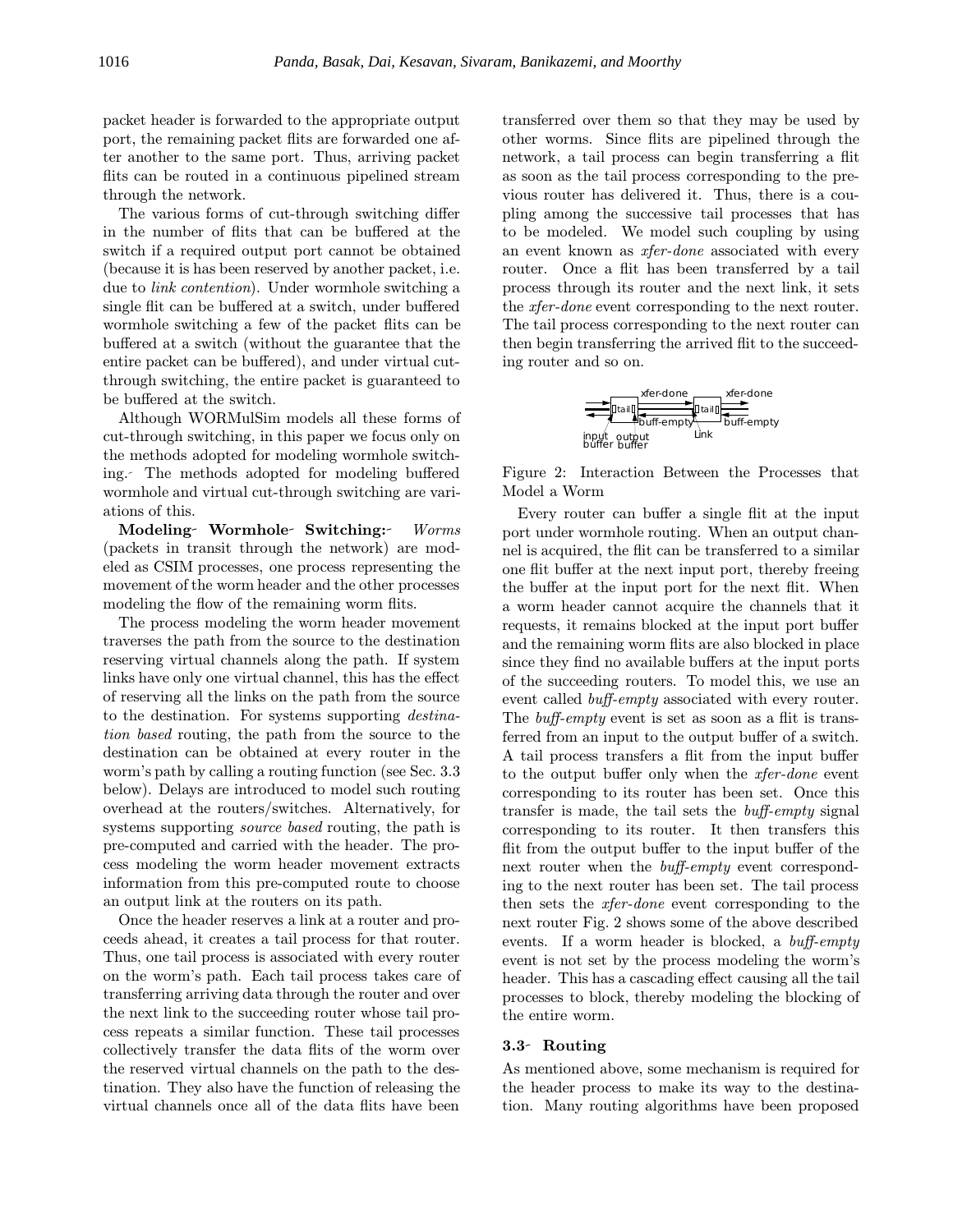packet header is forwarded to the appropriate output port, the remaining packet flits are forwarded one after another to the same port. Thus, arriving packet flits can be routed in a continuous pipelined stream through the network.

The various forms of cut-through switching differ in the number of flits that can be buffered at the switch if a required output port cannot be obtained (because it is has been reserved by another packet, i.e. due to *link contention*). Under wormhole switching a single flit can be buffered at a switch, under buffered wormhole switching a few of the packet flits can be buffered at a switch (without the guarantee that the entire packet can be buffered), and under virtual cut-through switching, the entire packet is guaranteed to be buffered at the switch.

Although WORMulSim models all these forms of cut-through switching, in this paper we focus only on the methods adopted for modeling wormhole switching. The methods adopted for modeling buffered wormhole and virtual cut-through switching are variations of this.

**Modeling Wormhole Switching:** *Worms* (packets in transit through the network) are modeled as CSIM processes, one process representing the movement of the worm header and the other processes modeling the flow of the remaining worm flits.

The process modeling the worm header movement traverses the path from the source to the destination reserving virtual channels along the path. If system links have only one virtual channel, this has the effect of reserving all the links on the path from the source to the destination. For systems supporting *destination based* routing, the path from the source to the destination can be obtained at every router in the worm's path by calling a routing function (see Sec. 3.3 below). Delays are introduced to model such routing overhead at the routers/switches. Alternatively, for systems supporting *source based* routing, the path is pre-computed and carried with the header. The process modeling the worm header movement extracts information from this pre-computed route to choose an output link at the routers on its path.

Once the header reserves a link at a router and proceeds ahead, it creates a tail process for that router. Thus, one tail process is associated with every router on the worm's path. Each tail process takes care of transferring arriving data through the router and over the next link to the succeeding router whose tail process repeats a similar function. These tail processes collectively transfer the data flits of the worm over the reserved virtual channels on the path to the destination. They also have the function of releasing the virtual channels once all of the data flits have been transferred over them so that they may be used by other worms. Since flits are pipelined through the network, a tail process can begin transferring a flit as soon as the tail process corresponding to the previous router has delivered it. Thus, there is a coupling among the successive tail processes that has to be modeled. We model such coupling by using an event known as *xfer-done* associated with every router. Once a flit has been transferred by a tail process through its router and the next link, it sets the *xfer-done* event corresponding to the next router. The tail process corresponding to the next router can then begin transferring the arrived flit to the succeeding router and so on.

xfer-done
xfer-done
tail
tail
buff-empty
buff-empty
input buffer
output buffer
Link

Figure 2: Interaction Between the Processes that Model a Worm

Every router can buffer a single flit at the input port under wormhole routing. When an output channel is acquired, the flit can be transferred to a similar one flit buffer at the next input port, thereby freeing the buffer at the input port for the next flit. When a worm header cannot acquire the channels that it requests, it remains blocked at the input port buffer and the remaining worm flits are also blocked in place since they find no available buffers at the input ports of the succeeding routers. To model this, we use an event called *buff-empty* associated with every router. The *buff-empty* event is set as soon as a flit is transferred from an input to the output buffer of a switch. A tail process transfers a flit from the input buffer to the output buffer only when the *xfer-done* event corresponding to its router has been set. Once this transfer is made, the tail sets the *buff-empty* signal corresponding to its router. It then transfers this flit from the output buffer to the input buffer of the next router when the *buff-empty* event corresponding to the next router has been set. The tail process then sets the *xfer-done* event corresponding to the next router Fig. 2 shows some of the above described events. If a worm header is blocked, a *buff-empty* event is not set by the process modeling the worm's header. This has a cascading effect causing all the tail processes to block, thereby modeling the blocking of the entire worm.

### 3.3 Routing

As mentioned above, some mechanism is required for the header process to make its way to the destination. Many routing algorithms have been proposed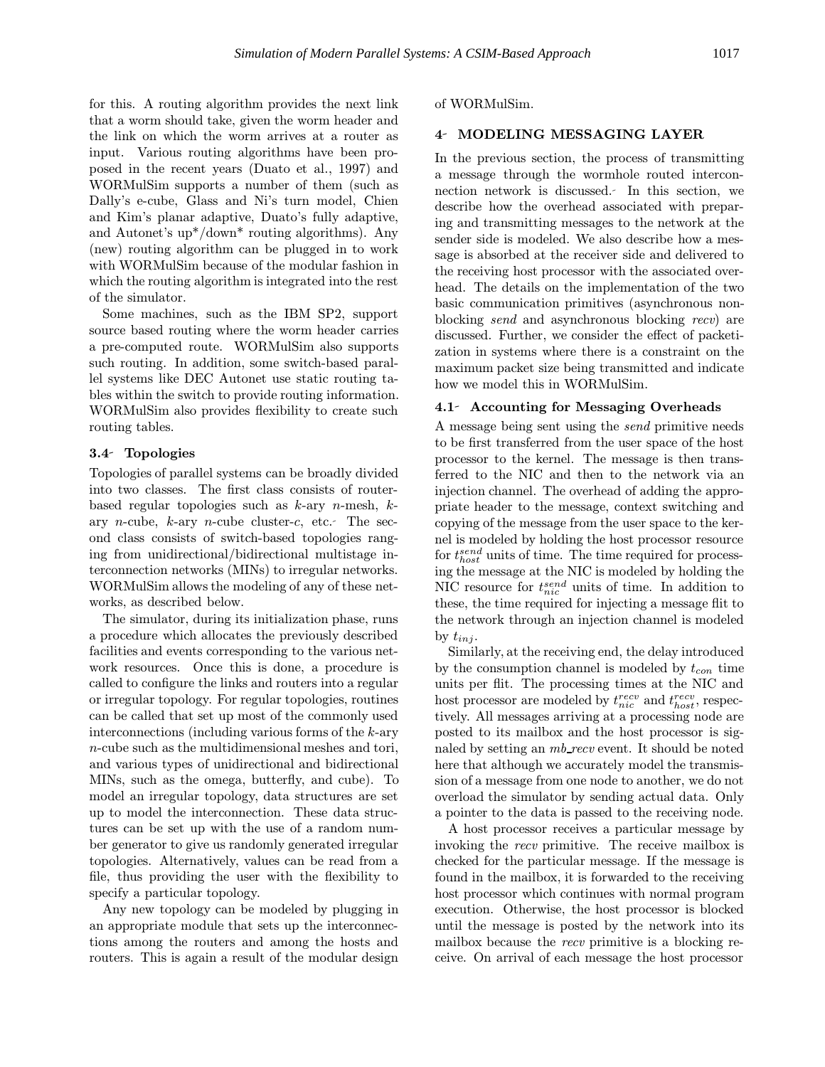for this. A routing algorithm provides the next link that a worm should take, given the worm header and the link on which the worm arrives at a router as input. Various routing algorithms have been proposed in the recent years (Duato et al., 1997) and WORMulSim supports a number of them (such as Dally's e-cube, Glass and Ni's turn model, Chien and Kim's planar adaptive, Duato's fully adaptive, and Autonet's up*/down* routing algorithms). Any (new) routing algorithm can be plugged in to work with WORMulSim because of the modular fashion in which the routing algorithm is integrated into the rest of the simulator.

Some machines, such as the IBM SP2, support source based routing where the worm header carries a pre-computed route. WORMulSim also supports such routing. In addition, some switch-based parallel systems like DEC Autonet use static routing tables within the switch to provide routing information. WORMulSim also provides flexibility to create such routing tables.

### 3.4 Topologies

Topologies of parallel systems can be broadly divided into two classes. The first class consists of router-based regular topologies such as $k$-ary $n$-mesh, $k$-ary $n$-cube, $k$-ary $n$-cube cluster-$c$, etc. The second class consists of switch-based topologies ranging from unidirectional/bidirectional multistage interconnection networks (MINs) to irregular networks. WORMulSim allows the modeling of any of these networks, as described below.

The simulator, during its initialization phase, runs a procedure which allocates the previously described facilities and events corresponding to the various network resources. Once this is done, a procedure is called to configure the links and routers into a regular or irregular topology. For regular topologies, routines can be called that set up most of the commonly used interconnections (including various forms of the $k$-ary $n$-cube such as the multidimensional meshes and tori, and various types of unidirectional and bidirectional MINs, such as the omega, butterfly, and cube). To model an irregular topology, data structures are set up to model the interconnection. These data structures can be set up with the use of a random number generator to give us randomly generated irregular topologies. Alternatively, values can be read from a file, thus providing the user with the flexibility to specify a particular topology.

Any new topology can be modeled by plugging in an appropriate module that sets up the interconnections among the routers and among the hosts and routers. This is again a result of the modular design of WORMulSim.

## 4 MODELING MESSAGING LAYER

In the previous section, the process of transmitting a message through the wormhole routed interconnection network is discussed. In this section, we describe how the overhead associated with preparing and transmitting messages to the network at the sender side is modeled. We also describe how a message is absorbed at the receiver side and delivered to the receiving host processor with the associated overhead. The details on the implementation of the two basic communication primitives (asynchronous nonblocking *send* and asynchronous blocking *recv*) are discussed. Further, we consider the effect of packetization in systems where there is a constraint on the maximum packet size being transmitted and indicate how we model this in WORMulSim.

### 4.1 Accounting for Messaging Overheads

A message being sent using the *send* primitive needs to be first transferred from the user space of the host processor to the kernel. The message is then transferred to the NIC and then to the network via an injection channel. The overhead of adding the appropriate header to the message, context switching and copying of the message from the user space to the kernel is modeled by holding the host processor resource for $t_{host}^{send}$ units of time. The time required for processing the message at the NIC is modeled by holding the NIC resource for $t_{nic}^{send}$ units of time. In addition to these, the time required for injecting a message flit to the network through an injection channel is modeled by $t_{inj}$.

Similarly, at the receiving end, the delay introduced by the consumption channel is modeled by $t_{con}$ time units per flit. The processing times at the NIC and host processor are modeled by $t_{nic}^{recv}$ and $t_{host}^{recv}$, respectively. All messages arriving at a processing node are posted to its mailbox and the host processor is signaled by setting an *mb_recv* event. It should be noted here that although we accurately model the transmission of a message from one node to another, we do not overload the simulator by sending actual data. Only a pointer to the data is passed to the receiving node.

A host processor receives a particular message by invoking the *recv* primitive. The receive mailbox is checked for the particular message. If the message is found in the mailbox, it is forwarded to the receiving host processor which continues with normal program execution. Otherwise, the host processor is blocked until the message is posted by the network into its mailbox because the *recv* primitive is a blocking receive. On arrival of each message the host processor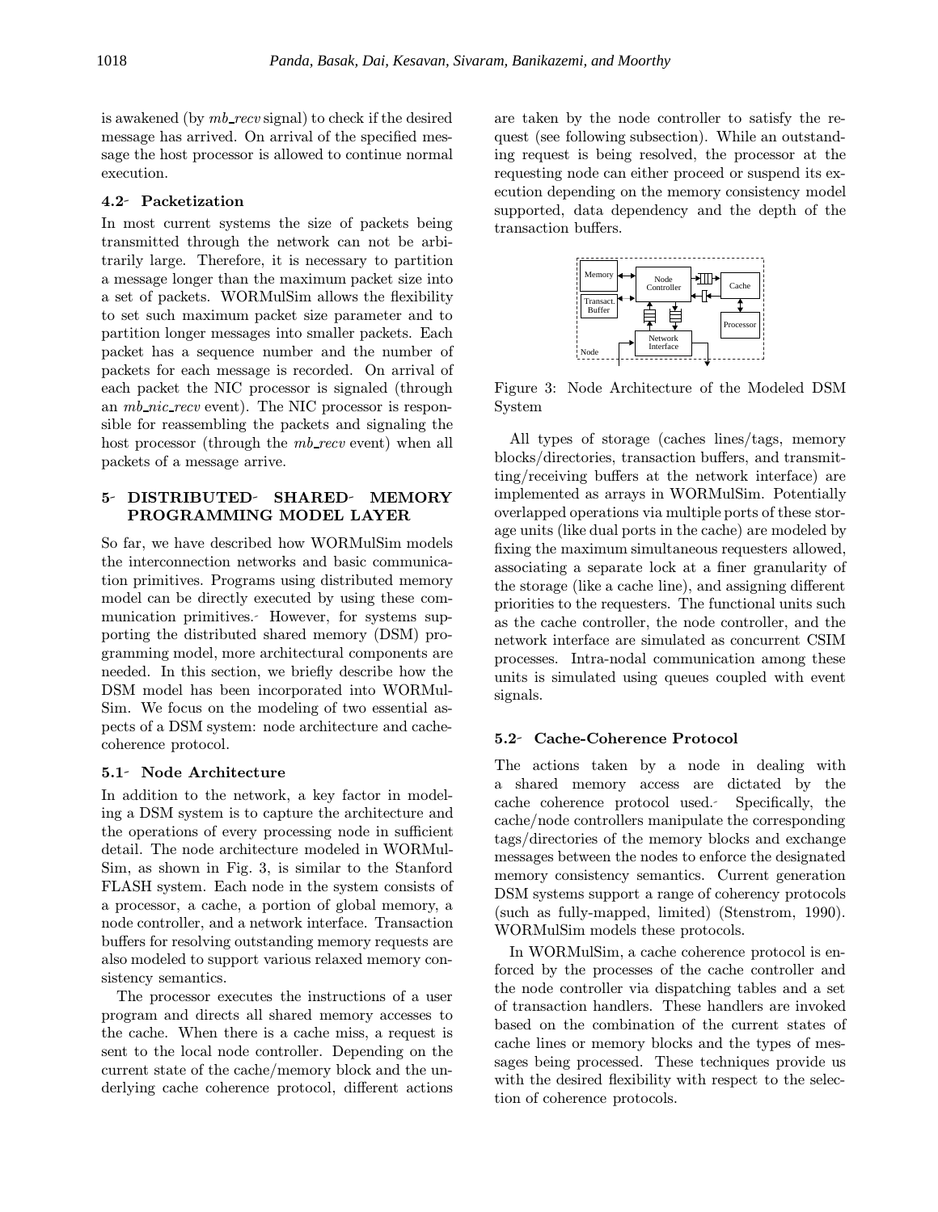is awakened (by *mb_recv* signal) to check if the desired message has arrived. On arrival of the specified message the host processor is allowed to continue normal execution.

### 4.2 Packetization

In most current systems the size of packets being transmitted through the network can not be arbitrarily large. Therefore, it is necessary to partition a message longer than the maximum packet size into a set of packets. WORMulSim allows the flexibility to set such maximum packet size parameter and to partition longer messages into smaller packets. Each packet has a sequence number and the number of packets for each message is recorded. On arrival of each packet the NIC processor is signaled (through an *mb_nic_recv* event). The NIC processor is responsible for reassembling the packets and signaling the host processor (through the *mb_recv* event) when all packets of a message arrive.

## 5 DISTRIBUTED SHARED MEMORY PROGRAMMING MODEL LAYER

So far, we have described how WORMulSim models the interconnection networks and basic communication primitives. Programs using distributed memory model can be directly executed by using these communication primitives. However, for systems supporting the distributed shared memory (DSM) programming model, more architectural components are needed. In this section, we briefly describe how the DSM model has been incorporated into WORMulSim. We focus on the modeling of two essential aspects of a DSM system: node architecture and cache-coherence protocol.

### 5.1 Node Architecture

In addition to the network, a key factor in modeling a DSM system is to capture the architecture and the operations of every processing node in sufficient detail. The node architecture modeled in WORMulSim, as shown in Fig. 3, is similar to the Stanford FLASH system. Each node in the system consists of a processor, a cache, a portion of global memory, a node controller, and a network interface. Transaction buffers for resolving outstanding memory requests are also modeled to support various relaxed memory consistency semantics.

The processor executes the instructions of a user program and directs all shared memory accesses to the cache. When there is a cache miss, a request is sent to the local node controller. Depending on the current state of the cache/memory block and the underlying cache coherence protocol, different actions are taken by the node controller to satisfy the request (see following subsection). While an outstanding request is being resolved, the processor at the requesting node can either proceed or suspend its execution depending on the memory consistency model supported, data dependency and the depth of the transaction buffers.

Memory
Node Controller
Cache
Transact. Buffer
Processor
Network Interface
Node

Figure 3: Node Architecture of the Modeled DSM System

All types of storage (caches lines/tags, memory blocks/directories, transaction buffers, and transmitting/receiving buffers at the network interface) are implemented as arrays in WORMulSim. Potentially overlapped operations via multiple ports of these storage units (like dual ports in the cache) are modeled by fixing the maximum simultaneous requesters allowed, associating a separate lock at a finer granularity of the storage (like a cache line), and assigning different priorities to the requesters. The functional units such as the cache controller, the node controller, and the network interface are simulated as concurrent CSIM processes. Intra-nodal communication among these units is simulated using queues coupled with event signals.

### 5.2 Cache-Coherence Protocol

The actions taken by a node in dealing with a shared memory access are dictated by the cache coherence protocol used. Specifically, the cache/node controllers manipulate the corresponding tags/directories of the memory blocks and exchange messages between the nodes to enforce the designated memory consistency semantics. Current generation DSM systems support a range of coherency protocols (such as fully-mapped, limited) (Stenstrom, 1990). WORMulSim models these protocols.

In WORMulSim, a cache coherence protocol is enforced by the processes of the cache controller and the node controller via dispatching tables and a set of transaction handlers. These handlers are invoked based on the combination of the current states of cache lines or memory blocks and the types of messages being processed. These techniques provide us with the desired flexibility with respect to the selection of coherence protocols.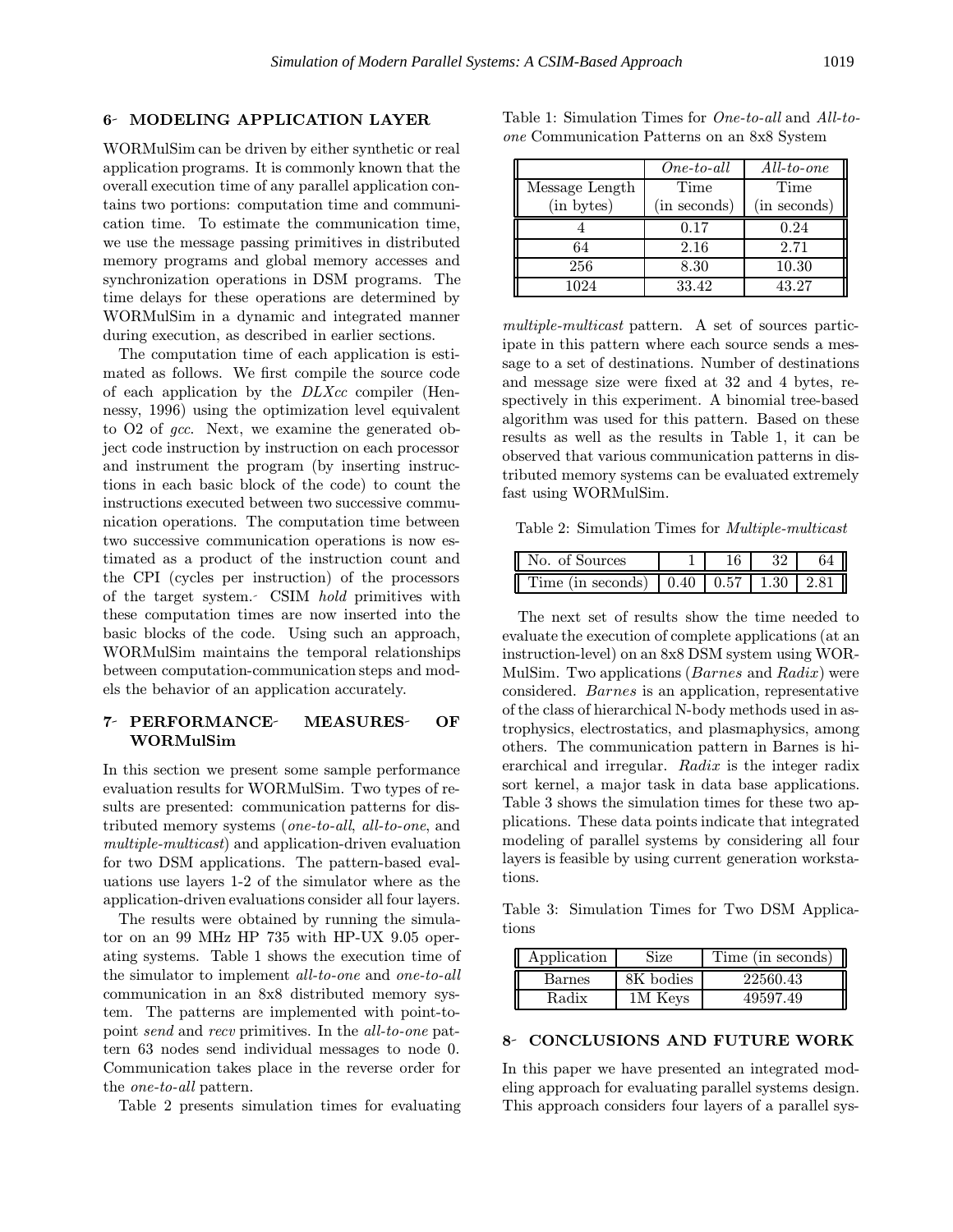## 6 MODELING APPLICATION LAYER

WORMulSim can be driven by either synthetic or real application programs. It is commonly known that the overall execution time of any parallel application contains two portions: computation time and communication time. To estimate the communication time, we use the message passing primitives in distributed memory programs and global memory accesses and synchronization operations in DSM programs. The time delays for these operations are determined by WORMulSim in a dynamic and integrated manner during execution, as described in earlier sections.

The computation time of each application is estimated as follows. We first compile the source code of each application by the *DLXcc* compiler (Hennessy, 1996) using the optimization level equivalent to O2 of *gcc*. Next, we examine the generated object code instruction by instruction on each processor and instrument the program (by inserting instructions in each basic block of the code) to count the instructions executed between two successive communication operations. The computation time between two successive communication operations is now estimated as a product of the instruction count and the CPI (cycles per instruction) of the processors of the target system. CSIM *hold* primitives with these computation times are now inserted into the basic blocks of the code. Using such an approach, WORMulSim maintains the temporal relationships between computation-communication steps and models the behavior of an application accurately.

## 7 PERFORMANCE MEASURES OF WORMulSim

In this section we present some sample performance evaluation results for WORMulSim. Two types of results are presented: communication patterns for distributed memory systems (*one-to-all*, *all-to-one*, and *multiple-multicast*) and application-driven evaluation for two DSM applications. The pattern-based evaluations use layers 1-2 of the simulator where as the application-driven evaluations consider all four layers.

The results were obtained by running the simulator on an 99 MHz HP 735 with HP-UX 9.05 operating systems. Table 1 shows the execution time of the simulator to implement *all-to-one* and *one-to-all* communication in an 8x8 distributed memory system. The patterns are implemented with point-to-point *send* and *recv* primitives. In the *all-to-one* pattern 63 nodes send individual messages to node 0. Communication takes place in the reverse order for the *one-to-all* pattern.

Table 2 presents simulation times for evaluating *multiple-multicast* pattern. A set of sources participate in this pattern where each source sends a message to a set of destinations. Number of destinations and message size were fixed at 32 and 4 bytes, respectively in this experiment. A binomial tree-based algorithm was used for this pattern. Based on these results as well as the results in Table 1, it can be observed that various communication patterns in distributed memory systems can be evaluated extremely fast using WORMulSim.

Table 1: Simulation Times for *One-to-all* and *All-to-one* Communication Patterns on an 8x8 System

| | *One-to-all* | *All-to-one* |
|---|---|---|
| Message Length (in bytes) | Time (in seconds) | Time (in seconds) |
| 4 | 0.17 | 0.24 |
| 64 | 2.16 | 2.71 |
| 256 | 8.30 | 10.30 |
| 1024 | 33.42 | 43.27 |

Table 2: Simulation Times for *Multiple-multicast*

| No. of Sources | 1 | 16 | 32 | 64 |
|---|---|---|---|---|
| Time (in seconds) | 0.40 | 0.57 | 1.30 | 2.81 |

The next set of results show the time needed to evaluate the execution of complete applications (at an instruction-level) on an 8x8 DSM system using WORMulSim. Two applications (*Barnes* and *Radix*) were considered. *Barnes* is an application, representative of the class of hierarchical N-body methods used in astrophysics, electrostatics, and plasmaphysics, among others. The communication pattern in Barnes is hierarchical and irregular. *Radix* is the integer radix sort kernel, a major task in data base applications. Table 3 shows the simulation times for these two applications. These data points indicate that integrated modeling of parallel systems by considering all four layers is feasible by using current generation workstations.

Table 3: Simulation Times for Two DSM Applications

| Application | Size | Time (in seconds) |
|---|---|---|
| Barnes | 8K bodies | 22560.43 |
| Radix | 1M Keys | 49597.49 |

## 8 CONCLUSIONS AND FUTURE WORK

In this paper we have presented an integrated modeling approach for evaluating parallel systems design. This approach considers four layers of a parallel sys-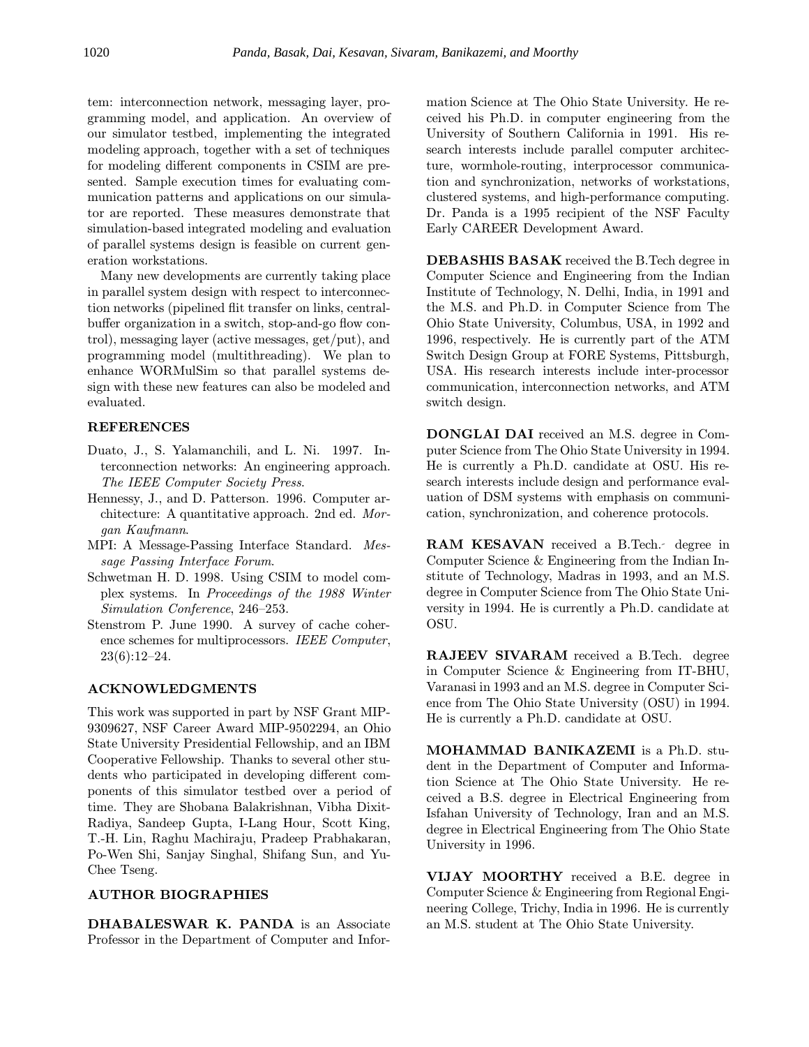tem: interconnection network, messaging layer, programming model, and application. An overview of our simulator testbed, implementing the integrated modeling approach, together with a set of techniques for modeling different components in CSIM are presented. Sample execution times for evaluating communication patterns and applications on our simulator are reported. These measures demonstrate that simulation-based integrated modeling and evaluation of parallel systems design is feasible on current generation workstations.

Many new developments are currently taking place in parallel system design with respect to interconnection networks (pipelined flit transfer on links, central-buffer organization in a switch, stop-and-go flow control), messaging layer (active messages, get/put), and programming model (multithreading). We plan to enhance WORMulSim so that parallel systems design with these new features can also be modeled and evaluated.

## REFERENCES

Duato, J., S. Yalamanchili, and L. Ni. 1997. Interconnection networks: An engineering approach. *The IEEE Computer Society Press*.

Hennessy, J., and D. Patterson. 1996. Computer architecture: A quantitative approach. 2nd ed. *Morgan Kaufmann*.

MPI: A Message-Passing Interface Standard. *Message Passing Interface Forum*.

Schwetman H. D. 1998. Using CSIM to model complex systems. In *Proceedings of the 1988 Winter Simulation Conference*, 246–253.

Stenstrom P. June 1990. A survey of cache coherence schemes for multiprocessors. *IEEE Computer*, 23(6):12–24.

## ACKNOWLEDGMENTS

This work was supported in part by NSF Grant MIP-9309627, NSF Career Award MIP-9502294, an Ohio State University Presidential Fellowship, and an IBM Cooperative Fellowship. Thanks to several other students who participated in developing different components of this simulator testbed over a period of time. They are Shobana Balakrishnan, Vibha Dixit-Radiya, Sandeep Gupta, I-Lang Hour, Scott King, T.-H. Lin, Raghu Machiraju, Pradeep Prabhakaran, Po-Wen Shi, Sanjay Singhal, Shifang Sun, and Yu-Chee Tseng.

## AUTHOR BIOGRAPHIES

**DHABALESWAR K. PANDA** is an Associate Professor in the Department of Computer and Information Science at The Ohio State University. He received his Ph.D. in computer engineering from the University of Southern California in 1991. His research interests include parallel computer architecture, wormhole-routing, interprocessor communication and synchronization, networks of workstations, clustered systems, and high-performance computing. Dr. Panda is a 1995 recipient of the NSF Faculty Early CAREER Development Award.

**DEBASHIS BASAK** received the B.Tech degree in Computer Science and Engineering from the Indian Institute of Technology, N. Delhi, India, in 1991 and the M.S. and Ph.D. in Computer Science from The Ohio State University, Columbus, USA, in 1992 and 1996, respectively. He is currently part of the ATM Switch Design Group at FORE Systems, Pittsburgh, USA. His research interests include inter-processor communication, interconnection networks, and ATM switch design.

**DONGLAI DAI** received an M.S. degree in Computer Science from The Ohio State University in 1994. He is currently a Ph.D. candidate at OSU. His research interests include design and performance evaluation of DSM systems with emphasis on communication, synchronization, and coherence protocols.

**RAM KESAVAN** received a B.Tech. degree in Computer Science & Engineering from the Indian Institute of Technology, Madras in 1993, and an M.S. degree in Computer Science from The Ohio State University in 1994. He is currently a Ph.D. candidate at OSU.

**RAJEEV SIVARAM** received a B.Tech. degree in Computer Science & Engineering from IT-BHU, Varanasi in 1993 and an M.S. degree in Computer Science from The Ohio State University (OSU) in 1994. He is currently a Ph.D. candidate at OSU.

**MOHAMMAD BANIKAZEMI** is a Ph.D. student in the Department of Computer and Information Science at The Ohio State University. He received a B.S. degree in Electrical Engineering from Isfahan University of Technology, Iran and an M.S. degree in Electrical Engineering from The Ohio State University in 1996.

**VIJAY MOORTHY** received a B.E. degree in Computer Science & Engineering from Regional Engineering College, Trichy, India in 1996. He is currently an M.S. student at The Ohio State University.